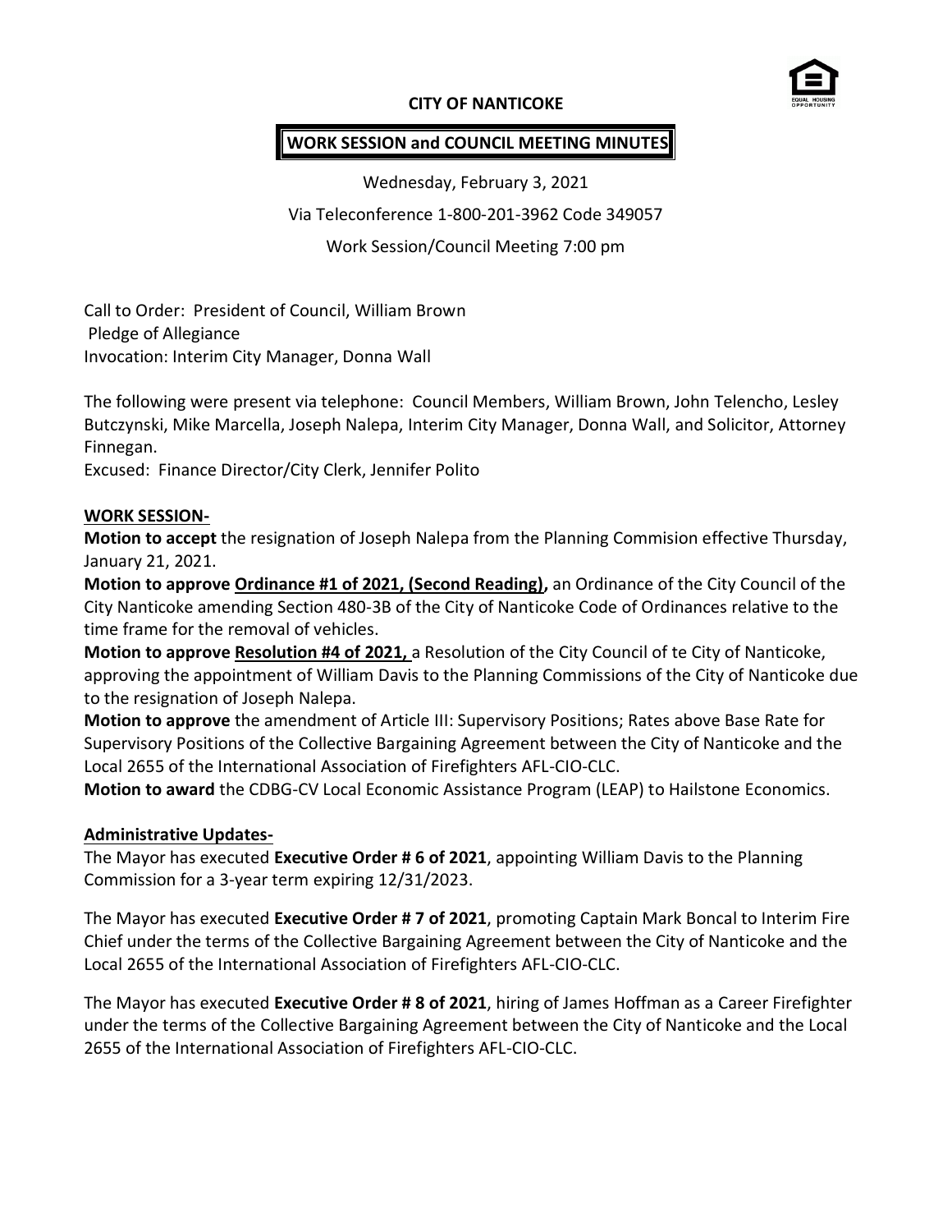**CITY OF NANTICOKE**

**WORK SESSION and COUNCIL MEETING MINUTES**

Wednesday, February 3, 2021

Via Teleconference 1-800-201-3962 Code 349057

Work Session/Council Meeting 7:00 pm

Call to Order: President of Council, William Brown
Pledge of Allegiance
Invocation: Interim City Manager, Donna Wall

The following were present via telephone: Council Members, William Brown, John Telencho, Lesley Butczynski, Mike Marcella, Joseph Nalepa, Interim City Manager, Donna Wall, and Solicitor, Attorney Finnegan.
Excused: Finance Director/City Clerk, Jennifer Polito

**WORK SESSION-**

**Motion to accept** the resignation of Joseph Nalepa from the Planning Commision effective Thursday, January 21, 2021.

**Motion to approve Ordinance #1 of 2021, (Second Reading),** an Ordinance of the City Council of the City Nanticoke amending Section 480-3B of the City of Nanticoke Code of Ordinances relative to the time frame for the removal of vehicles.

**Motion to approve Resolution #4 of 2021,** a Resolution of the City Council of te City of Nanticoke, approving the appointment of William Davis to the Planning Commissions of the City of Nanticoke due to the resignation of Joseph Nalepa.

**Motion to approve** the amendment of Article III: Supervisory Positions; Rates above Base Rate for Supervisory Positions of the Collective Bargaining Agreement between the City of Nanticoke and the Local 2655 of the International Association of Firefighters AFL-CIO-CLC.

**Motion to award** the CDBG-CV Local Economic Assistance Program (LEAP) to Hailstone Economics.

**Administrative Updates-**

The Mayor has executed **Executive Order # 6 of 2021**, appointing William Davis to the Planning Commission for a 3-year term expiring 12/31/2023.

The Mayor has executed **Executive Order # 7 of 2021**, promoting Captain Mark Boncal to Interim Fire Chief under the terms of the Collective Bargaining Agreement between the City of Nanticoke and the Local 2655 of the International Association of Firefighters AFL-CIO-CLC.

The Mayor has executed **Executive Order # 8 of 2021**, hiring of James Hoffman as a Career Firefighter under the terms of the Collective Bargaining Agreement between the City of Nanticoke and the Local 2655 of the International Association of Firefighters AFL-CIO-CLC.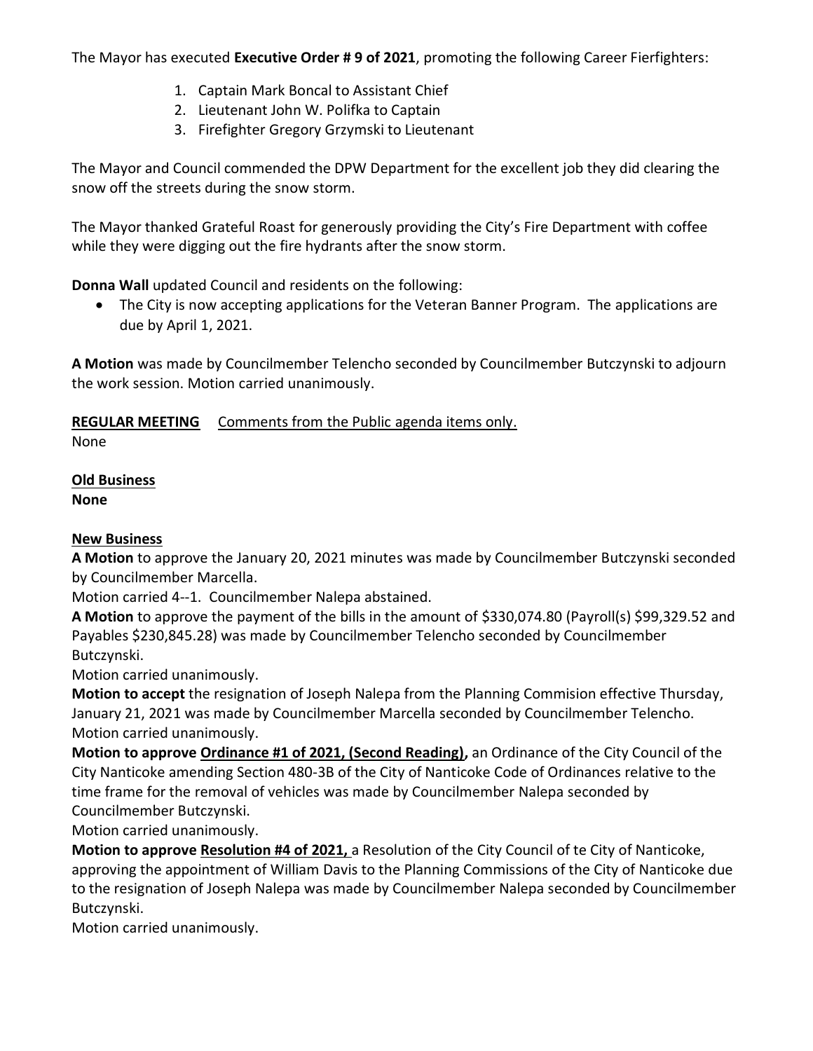The Mayor has executed **Executive Order # 9 of 2021**, promoting the following Career Fierfighters:

1. Captain Mark Boncal to Assistant Chief
2. Lieutenant John W. Polifka to Captain
3. Firefighter Gregory Grzymski to Lieutenant

The Mayor and Council commended the DPW Department for the excellent job they did clearing the snow off the streets during the snow storm.

The Mayor thanked Grateful Roast for generously providing the City's Fire Department with coffee while they were digging out the fire hydrants after the snow storm.

**Donna Wall** updated Council and residents on the following:

- The City is now accepting applications for the Veteran Banner Program. The applications are due by April 1, 2021.

**A Motion** was made by Councilmember Telencho seconded by Councilmember Butczynski to adjourn the work session. Motion carried unanimously.

**REGULAR MEETING** Comments from the Public agenda items only.
None

**Old Business**
**None**

**New Business**
**A Motion** to approve the January 20, 2021 minutes was made by Councilmember Butczynski seconded by Councilmember Marcella.
Motion carried 4--1. Councilmember Nalepa abstained.
**A Motion** to approve the payment of the bills in the amount of $330,074.80 (Payroll(s) $99,329.52 and Payables $230,845.28) was made by Councilmember Telencho seconded by Councilmember Butczynski.
Motion carried unanimously.
**Motion to accept** the resignation of Joseph Nalepa from the Planning Commision effective Thursday, January 21, 2021 was made by Councilmember Marcella seconded by Councilmember Telencho.
Motion carried unanimously.
**Motion to approve Ordinance #1 of 2021, (Second Reading),** an Ordinance of the City Council of the City Nanticoke amending Section 480-3B of the City of Nanticoke Code of Ordinances relative to the time frame for the removal of vehicles was made by Councilmember Nalepa seconded by Councilmember Butczynski.
Motion carried unanimously.
**Motion to approve Resolution #4 of 2021,** a Resolution of the City Council of te City of Nanticoke, approving the appointment of William Davis to the Planning Commissions of the City of Nanticoke due to the resignation of Joseph Nalepa was made by Councilmember Nalepa seconded by Councilmember Butczynski.
Motion carried unanimously.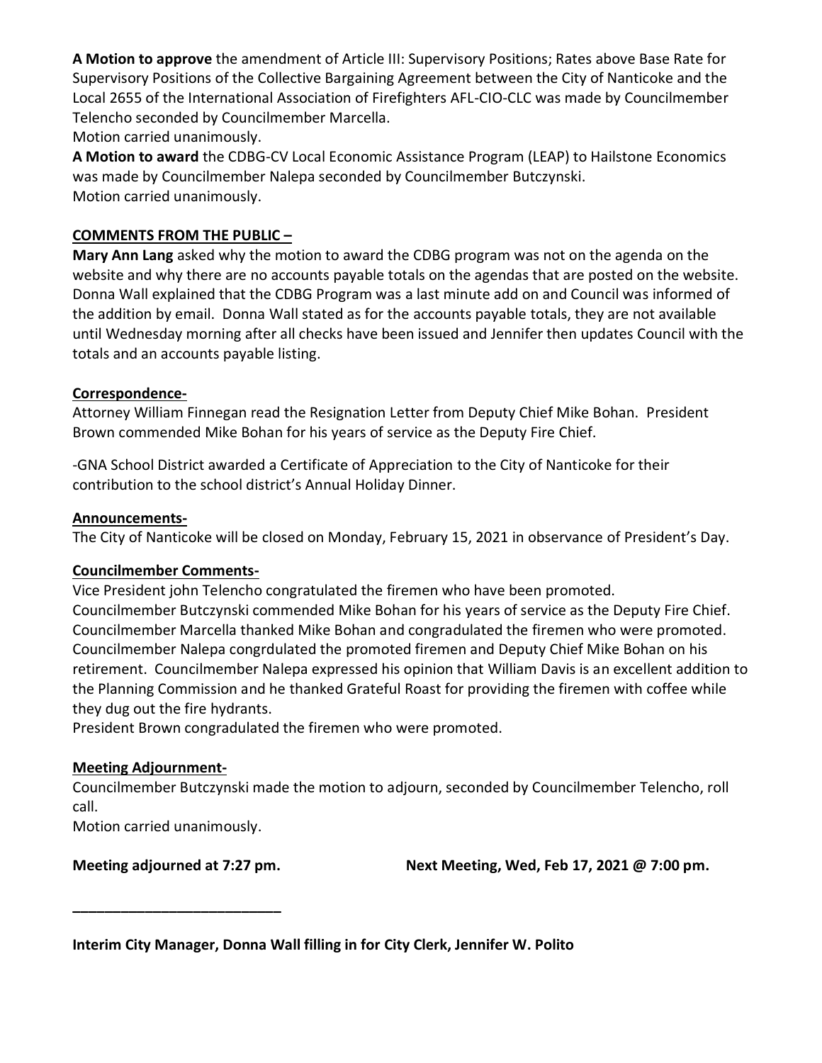**A Motion to approve** the amendment of Article III: Supervisory Positions; Rates above Base Rate for Supervisory Positions of the Collective Bargaining Agreement between the City of Nanticoke and the Local 2655 of the International Association of Firefighters AFL-CIO-CLC was made by Councilmember Telencho seconded by Councilmember Marcella.
Motion carried unanimously.
**A Motion to award** the CDBG-CV Local Economic Assistance Program (LEAP) to Hailstone Economics was made by Councilmember Nalepa seconded by Councilmember Butczynski.
Motion carried unanimously.

**COMMENTS FROM THE PUBLIC –**

**Mary Ann Lang** asked why the motion to award the CDBG program was not on the agenda on the website and why there are no accounts payable totals on the agendas that are posted on the website. Donna Wall explained that the CDBG Program was a last minute add on and Council was informed of the addition by email. Donna Wall stated as for the accounts payable totals, they are not available until Wednesday morning after all checks have been issued and Jennifer then updates Council with the totals and an accounts payable listing.

**Correspondence-**

Attorney William Finnegan read the Resignation Letter from Deputy Chief Mike Bohan. President Brown commended Mike Bohan for his years of service as the Deputy Fire Chief.

-GNA School District awarded a Certificate of Appreciation to the City of Nanticoke for their contribution to the school district's Annual Holiday Dinner.

**Announcements-**

The City of Nanticoke will be closed on Monday, February 15, 2021 in observance of President's Day.

**Councilmember Comments-**

Vice President john Telencho congratulated the firemen who have been promoted.
Councilmember Butczynski commended Mike Bohan for his years of service as the Deputy Fire Chief.
Councilmember Marcella thanked Mike Bohan and congradulated the firemen who were promoted.
Councilmember Nalepa congrdulated the promoted firemen and Deputy Chief Mike Bohan on his retirement. Councilmember Nalepa expressed his opinion that William Davis is an excellent addition to the Planning Commission and he thanked Grateful Roast for providing the firemen with coffee while they dug out the fire hydrants.
President Brown congradulated the firemen who were promoted.

**Meeting Adjournment-**

Councilmember Butczynski made the motion to adjourn, seconded by Councilmember Telencho, roll call.
Motion carried unanimously.

**Meeting adjourned at 7:27 pm.** **Next Meeting, Wed, Feb 17, 2021 @ 7:00 pm.**

\_\_\_\_\_\_\_\_\_\_\_\_\_\_\_\_\_\_\_\_\_\_\_\_\_\_

**Interim City Manager, Donna Wall filling in for City Clerk, Jennifer W. Polito**